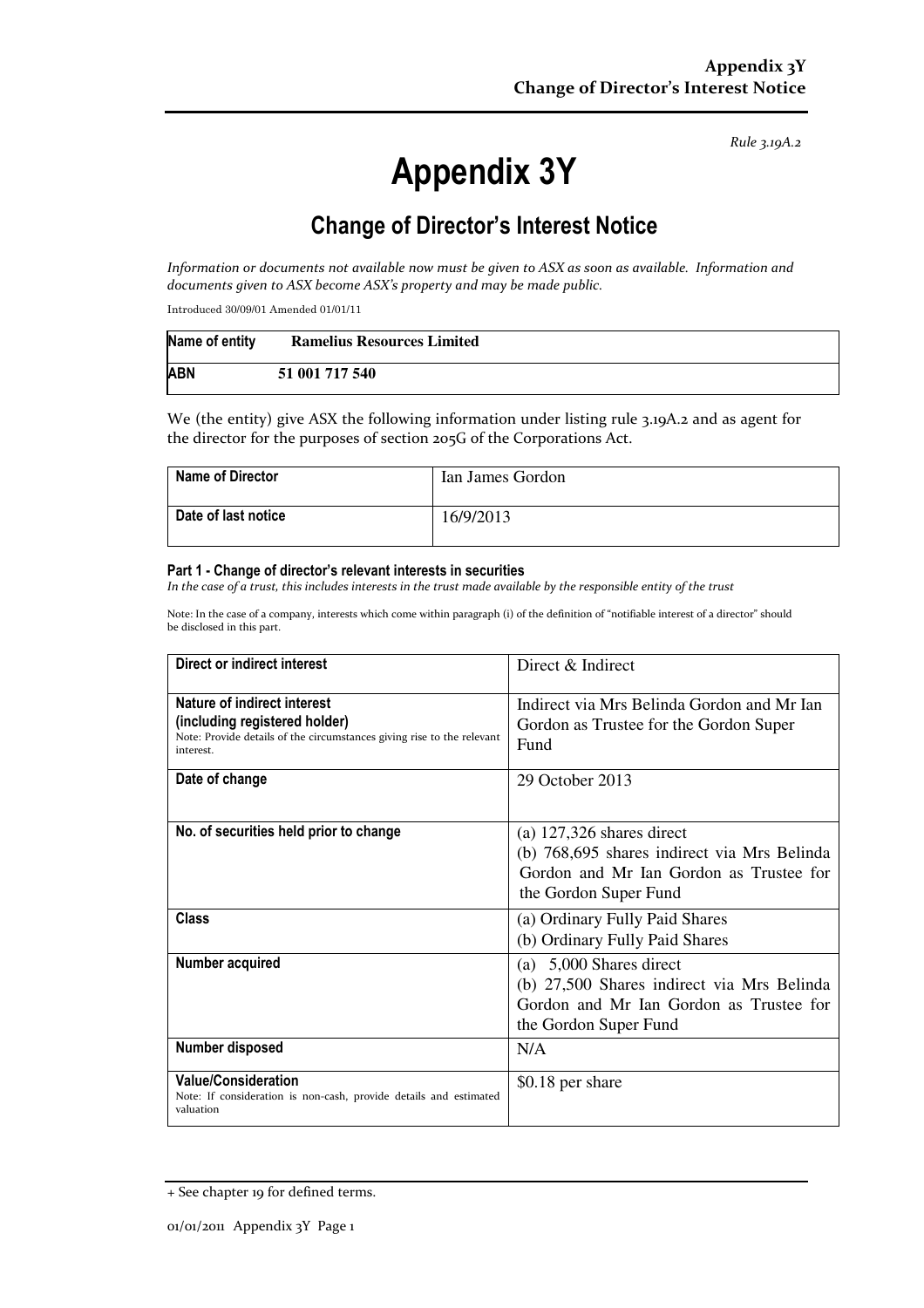*Rule 3.19A.2*

# Appendix 3Y

## Change of Director's Interest Notice

*Information or documents not available now must be given to ASX as soon as available. Information and documents given to ASX become ASX's property and may be made public.*

Introduced 30/09/01 Amended 01/01/11

| Name of entity | Ramelius Resources Limited |
|---|---|
| ABN | 51 001 717 540 |

We (the entity) give ASX the following information under listing rule 3.19A.2 and as agent for the director for the purposes of section 205G of the Corporations Act.

| Name of Director | Ian James Gordon |
|---|---|
| Date of last notice | 16/9/2013 |

#### Part 1 - Change of director's relevant interests in securities

*In the case of a trust, this includes interests in the trust made available by the responsible entity of the trust*

Note: In the case of a company, interests which come within paragraph (i) of the definition of "notifiable interest of a director" should be disclosed in this part.

| Direct or indirect interest | Direct & Indirect |
|---|---|
| **Nature of indirect interest (including registered holder)**<br>Note: Provide details of the circumstances giving rise to the relevant interest. | Indirect via Mrs Belinda Gordon and Mr Ian Gordon as Trustee for the Gordon Super Fund |
| **Date of change** | 29 October 2013 |
| **No. of securities held prior to change** | (a) 127,326 shares direct<br>(b) 768,695 shares indirect via Mrs Belinda Gordon and Mr Ian Gordon as Trustee for the Gordon Super Fund |
| **Class** | (a) Ordinary Fully Paid Shares<br>(b) Ordinary Fully Paid Shares |
| **Number acquired** | (a) 5,000 Shares direct<br>(b) 27,500 Shares indirect via Mrs Belinda Gordon and Mr Ian Gordon as Trustee for the Gordon Super Fund |
| **Number disposed** | N/A |
| **Value/Consideration**<br>Note: If consideration is non-cash, provide details and estimated valuation | $0.18 per share |

+ See chapter 19 for defined terms.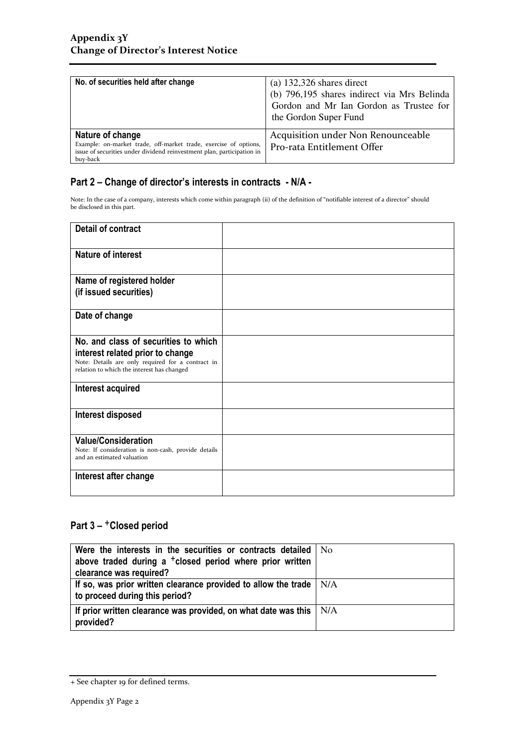| | |
|---|---|
| **No. of securities held after change** | (a) 132,326 shares direct<br>(b) 796,195 shares indirect via Mrs Belinda Gordon and Mr Ian Gordon as Trustee for the Gordon Super Fund |
| **Nature of change**<br>Example: on-market trade, off-market trade, exercise of options, issue of securities under dividend reinvestment plan, participation in buy-back | Acquisition under Non Renounceable Pro-rata Entitlement Offer |

## Part 2 – Change of director's interests in contracts - N/A -

Note: In the case of a company, interests which come within paragraph (ii) of the definition of "notifiable interest of a director" should be disclosed in this part.

| | |
|---|---|
| **Detail of contract** | |
| **Nature of interest** | |
| **Name of registered holder (if issued securities)** | |
| **Date of change** | |
| **No. and class of securities to which interest related prior to change**<br>Note: Details are only required for a contract in relation to which the interest has changed | |
| **Interest acquired** | |
| **Interest disposed** | |
| **Value/Consideration**<br>Note: If consideration is non-cash, provide details and an estimated valuation | |
| **Interest after change** | |

## Part 3 – +Closed period

| | |
|---|---|
| **Were the interests in the securities or contracts detailed above traded during a +closed period where prior written clearance was required?** | No |
| **If so, was prior written clearance provided to allow the trade to proceed during this period?** | N/A |
| **If prior written clearance was provided, on what date was this provided?** | N/A |

+ See chapter 19 for defined terms.